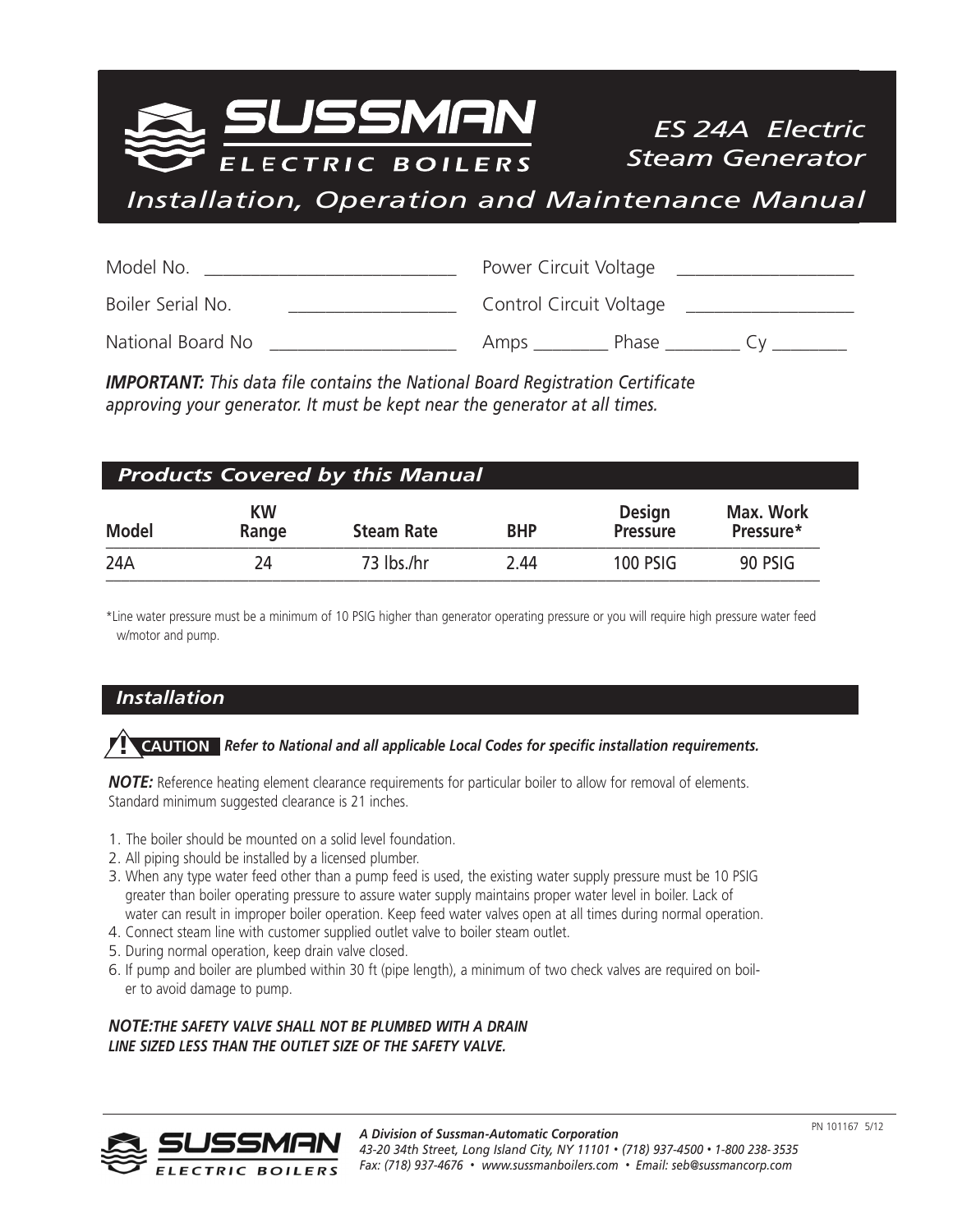# SUSSMAN ELECTRIC BOILERS

## ES 24A Electric Steam Generator

## Installation, Operation and Maintenance Manual

Model No. ___________________________ Power Circuit Voltage ___________________

Boiler Serial No. __________________ Control Circuit Voltage __________________

National Board No ____________________ Amps ________ Phase ________ Cy ________

***IMPORTANT:*** *This data file contains the National Board Registration Certificate approving your generator. It must be kept near the generator at all times.*

## *Products Covered by this Manual*

| Model | KW Range | Steam Rate | BHP | Design Pressure | Max. Work Pressure* |
|---|---|---|---|---|---|
| 24A | 24 | 73 lbs./hr | 2.44 | 100 PSIG | 90 PSIG |

*Line water pressure must be a minimum of 10 PSIG higher than generator operating pressure or you will require high pressure water feed w/motor and pump.

## *Installation*

**CAUTION** ***Refer to National and all applicable Local Codes for specific installation requirements.***

***NOTE:*** Reference heating element clearance requirements for particular boiler to allow for removal of elements. Standard minimum suggested clearance is 21 inches.

1. The boiler should be mounted on a solid level foundation.
2. All piping should be installed by a licensed plumber.
3. When any type water feed other than a pump feed is used, the existing water supply pressure must be 10 PSIG greater than boiler operating pressure to assure water supply maintains proper water level in boiler. Lack of water can result in improper boiler operation. Keep feed water valves open at all times during normal operation.
4. Connect steam line with customer supplied outlet valve to boiler steam outlet.
5. During normal operation, keep drain valve closed.
6. If pump and boiler are plumbed within 30 ft (pipe length), a minimum of two check valves are required on boiler to avoid damage to pump.

***NOTE:THE SAFETY VALVE SHALL NOT BE PLUMBED WITH A DRAIN LINE SIZED LESS THAN THE OUTLET SIZE OF THE SAFETY VALVE.***

*A Division of Sussman-Automatic Corporation*
*43-20 34th Street, Long Island City, NY 11101 • (718) 937-4500 • 1-800 238-3535*
*Fax: (718) 937-4676 • www.sussmanboilers.com • Email: seb@sussmancorp.com*

PN 101167 5/12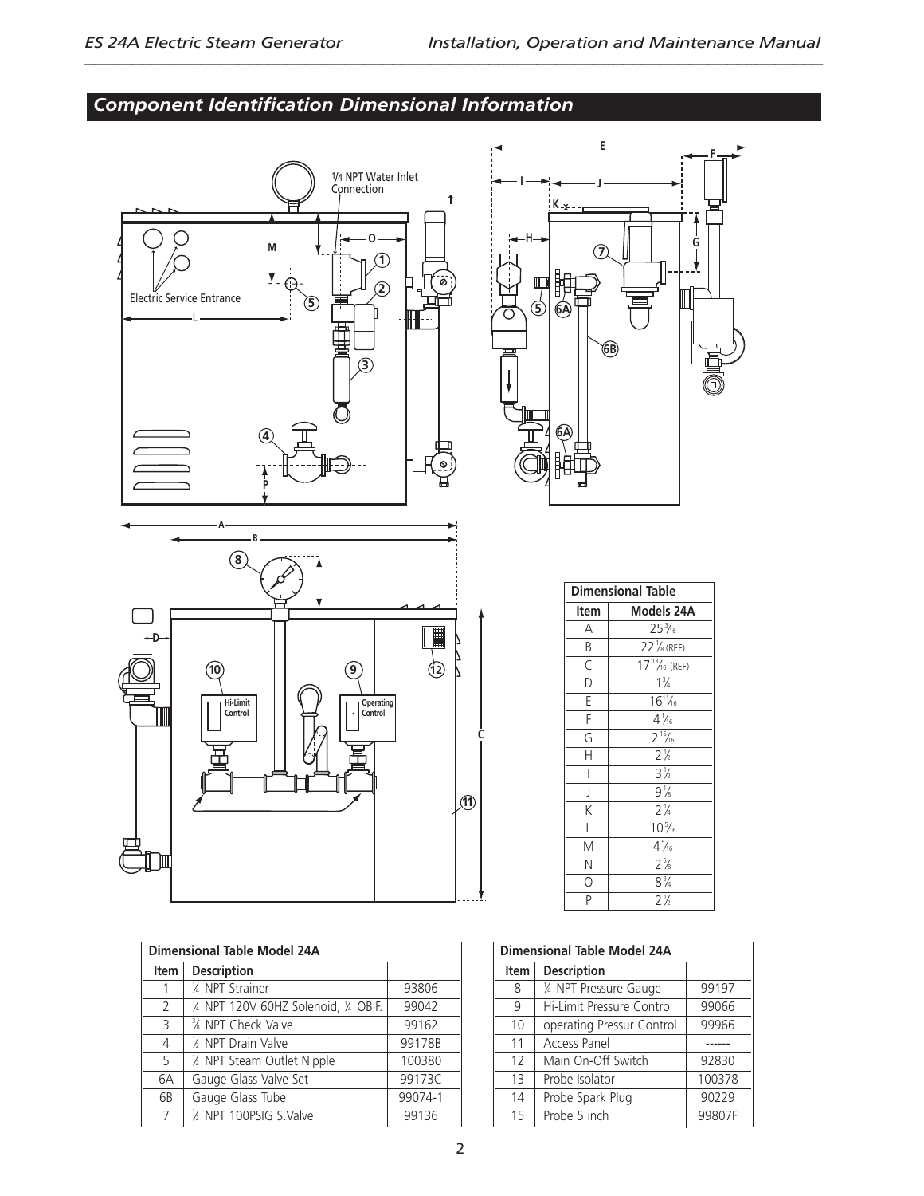## Component Identification Dimensional Information

1/4 NPT Water Inlet Connection

Electric Service Entrance

Hi-Limit Control

Operating Control

| Dimensional Table | |
|---|---|
| **Item** | **Models 24A** |
| A | 25 3/16 |
| B | 22 1/8 (REF) |
| C | 17 13/16 (REF) |
| D | 1 3/4 |
| E | 16 11/16 |
| F | 4 1/16 |
| G | 2 15/16 |
| H | 2 1/2 |
| I | 3 1/2 |
| J | 9 1/8 |
| K | 2 1/4 |
| L | 10 5/16 |
| M | 4 5/16 |
| N | 2 5/8 |
| O | 8 3/4 |
| P | 2 1/2 |

| Dimensional Table Model 24A | | |
|---|---|---|
| **Item** | **Description** | |
| 1 | ¼ NPT Strainer | 93806 |
| 2 | ¼ NPT 120V 60HZ Solenoid, ¼ OBIF. | 99042 |
| 3 | ⅜ NPT Check Valve | 99162 |
| 4 | ½ NPT Drain Valve | 99178B |
| 5 | ½ NPT Steam Outlet Nipple | 100380 |
| 6A | Gauge Glass Valve Set | 99173C |
| 6B | Gauge Glass Tube | 99074-1 |
| 7 | ½ NPT 100PSIG S.Valve | 99136 |

| Dimensional Table Model 24A | | |
|---|---|---|
| **Item** | **Description** | |
| 8 | ¼ NPT Pressure Gauge | 99197 |
| 9 | Hi-Limit Pressure Control | 99066 |
| 10 | operating Pressur Control | 99966 |
| 11 | Access Panel | ------ |
| 12 | Main On-Off Switch | 92830 |
| 13 | Probe Isolator | 100378 |
| 14 | Probe Spark Plug | 90229 |
| 15 | Probe 5 inch | 99807F |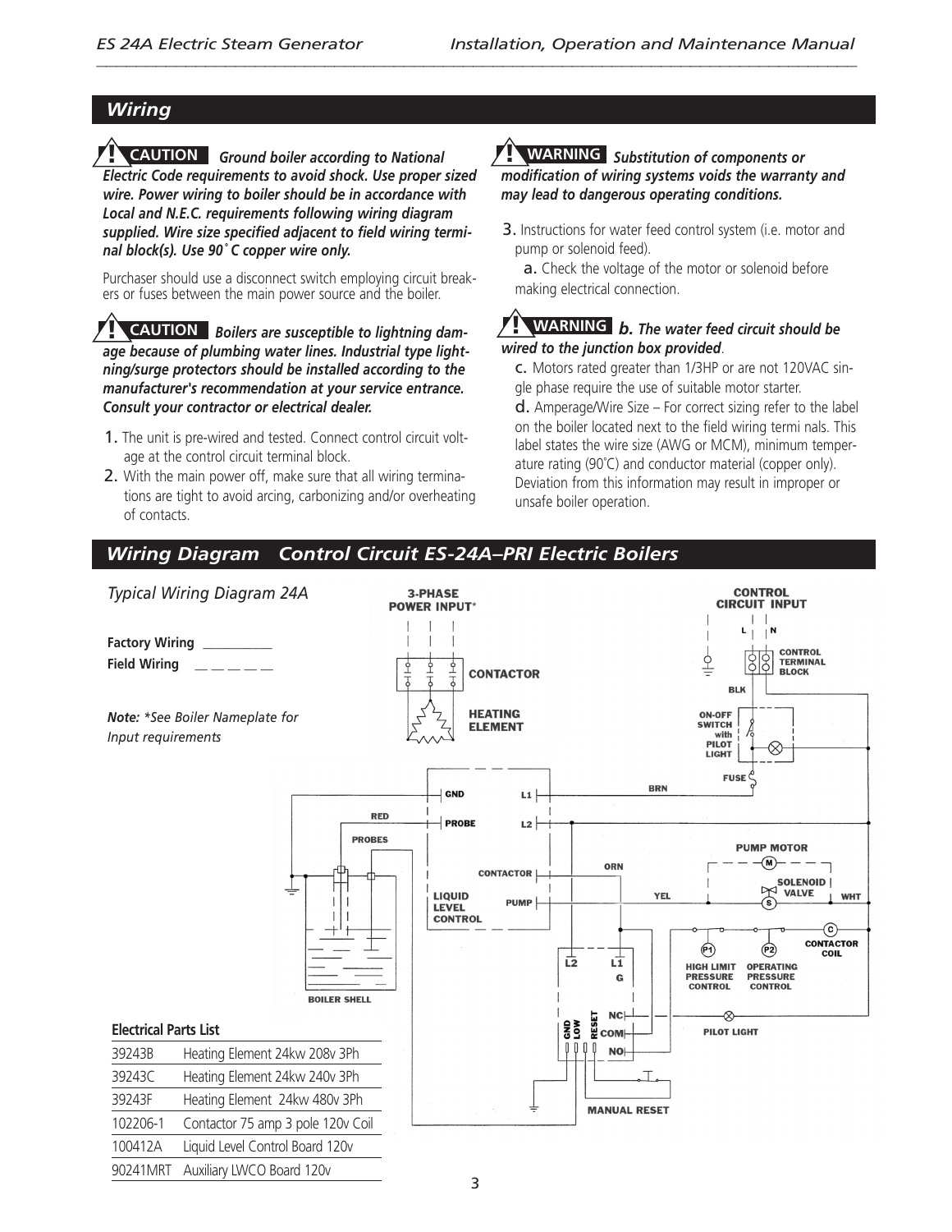## Wiring

**CAUTION** ***Ground boiler according to National Electric Code requirements to avoid shock. Use proper sized wire. Power wiring to boiler should be in accordance with Local and N.E.C. requirements following wiring diagram supplied. Wire size specified adjacent to field wiring terminal block(s). Use 90˚C copper wire only.***

Purchaser should use a disconnect switch employing circuit breakers or fuses between the main power source and the boiler.

**CAUTION** ***Boilers are susceptible to lightning damage because of plumbing water lines. Industrial type lightning/surge protectors should be installed according to the manufacturer's recommendation at your service entrance. Consult your contractor or electrical dealer.***

1. The unit is pre-wired and tested. Connect control circuit voltage at the control circuit terminal block.
2. With the main power off, make sure that all wiring terminations are tight to avoid arcing, carbonizing and/or overheating of contacts.

**WARNING** ***Substitution of components or modification of wiring systems voids the warranty and may lead to dangerous operating conditions.***

3. Instructions for water feed control system (i.e. motor and pump or solenoid feed).

   a. Check the voltage of the motor or solenoid before making electrical connection.

   **WARNING** ***b. The water feed circuit should be wired to the junction box provided***.

   c. Motors rated greater than 1/3HP or are not 120VAC single phase require the use of suitable motor starter.

   d. Amperage/Wire Size – For correct sizing refer to the label on the boiler located next to the field wiring termi nals. This label states the wire size (AWG or MCM), minimum temperature rating (90˚C) and conductor material (copper only). Deviation from this information may result in improper or unsafe boiler operation.

## Wiring Diagram Control Circuit ES-24A–PRI Electric Boilers

*Typical Wiring Diagram 24A*

**Factory Wiring** \_\_\_\_\_\_\_\_\_\_
**Field Wiring** \_ \_ \_ \_ \_ \_

***Note:*** *\*See Boiler Nameplate for Input requirements*

**Electrical Parts List**

| | |
|---|---|
| 39243B | Heating Element 24kw 208v 3Ph |
| 39243C | Heating Element 24kw 240v 3Ph |
| 39243F | Heating Element 24kw 480v 3Ph |
| 102206-1 | Contactor 75 amp 3 pole 120v Coil |
| 100412A | Liquid Level Control Board 120v |
| 90241MRT | Auxiliary LWCO Board 120v |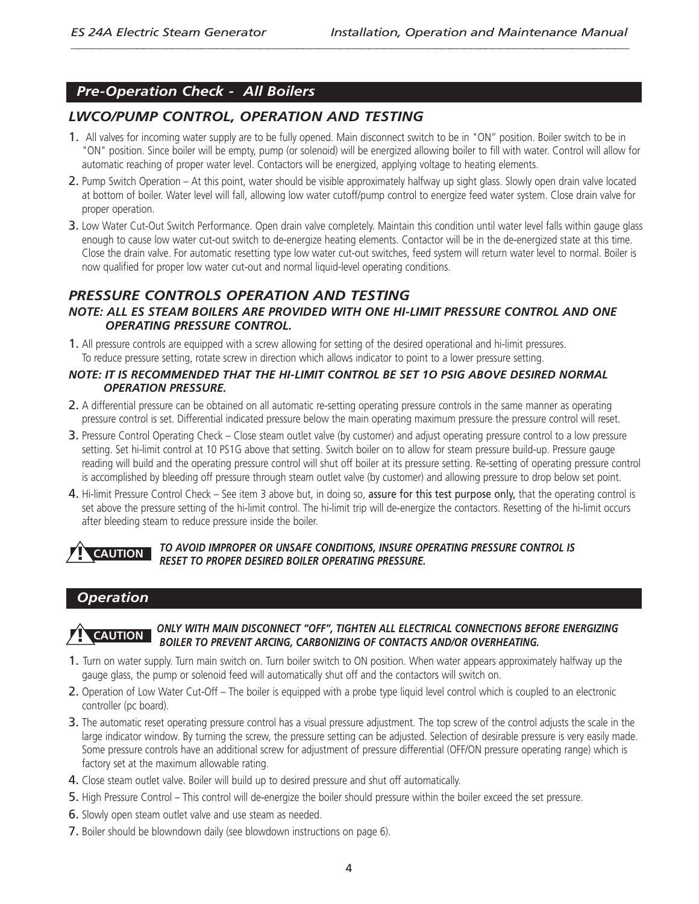## *Pre-Operation Check - All Boilers*

### *LWCO/PUMP CONTROL, OPERATION AND TESTING*

1. All valves for incoming water supply are to be fully opened. Main disconnect switch to be in "ON" position. Boiler switch to be in "ON" position. Since boiler will be empty, pump (or solenoid) will be energized allowing boiler to fill with water. Control will allow for automatic reaching of proper water level. Contactors will be energized, applying voltage to heating elements.
2. Pump Switch Operation – At this point, water should be visible approximately halfway up sight glass. Slowly open drain valve located at bottom of boiler. Water level will fall, allowing low water cutoff/pump control to energize feed water system. Close drain valve for proper operation.
3. Low Water Cut-Out Switch Performance. Open drain valve completely. Maintain this condition until water level falls within gauge glass enough to cause low water cut-out switch to de-energize heating elements. Contactor will be in the de-energized state at this time. Close the drain valve. For automatic resetting type low water cut-out switches, feed system will return water level to normal. Boiler is now qualified for proper low water cut-out and normal liquid-level operating conditions.

### *PRESSURE CONTROLS OPERATION AND TESTING*

***NOTE: ALL ES STEAM BOILERS ARE PROVIDED WITH ONE HI-LIMIT PRESSURE CONTROL AND ONE OPERATING PRESSURE CONTROL.***

1. All pressure controls are equipped with a screw allowing for setting of the desired operational and hi-limit pressures. To reduce pressure setting, rotate screw in direction which allows indicator to point to a lower pressure setting.

***NOTE: IT IS RECOMMENDED THAT THE HI-LIMIT CONTROL BE SET 1O PSIG ABOVE DESIRED NORMAL OPERATION PRESSURE.***

2. A differential pressure can be obtained on all automatic re-setting operating pressure controls in the same manner as operating pressure control is set. Differential indicated pressure below the main operating maximum pressure the pressure control will reset.
3. Pressure Control Operating Check – Close steam outlet valve (by customer) and adjust operating pressure control to a low pressure setting. Set hi-limit control at 10 PS1G above that setting. Switch boiler on to allow for steam pressure build-up. Pressure gauge reading will build and the operating pressure control will shut off boiler at its pressure setting. Re-setting of operating pressure control is accomplished by bleeding off pressure through steam outlet valve (by customer) and allowing pressure to drop below set point.
4. Hi-limit Pressure Control Check – See item 3 above but, in doing so, assure for this test purpose only, that the operating control is set above the pressure setting of the hi-limit control. The hi-limit trip will de-energize the contactors. Resetting of the hi-limit occurs after bleeding steam to reduce pressure inside the boiler.

**CAUTION** ***TO AVOID IMPROPER OR UNSAFE CONDITIONS, INSURE OPERATING PRESSURE CONTROL IS RESET TO PROPER DESIRED BOILER OPERATING PRESSURE.***

## *Operation*

**CAUTION** ***ONLY WITH MAIN DISCONNECT "OFF", TIGHTEN ALL ELECTRICAL CONNECTIONS BEFORE ENERGIZING BOILER TO PREVENT ARCING, CARBONIZING OF CONTACTS AND/OR OVERHEATING.***

1. Turn on water supply. Turn main switch on. Turn boiler switch to ON position. When water appears approximately halfway up the gauge glass, the pump or solenoid feed will automatically shut off and the contactors will switch on.
2. Operation of Low Water Cut-Off – The boiler is equipped with a probe type liquid level control which is coupled to an electronic controller (pc board).
3. The automatic reset operating pressure control has a visual pressure adjustment. The top screw of the control adjusts the scale in the large indicator window. By turning the screw, the pressure setting can be adjusted. Selection of desirable pressure is very easily made. Some pressure controls have an additional screw for adjustment of pressure differential (OFF/ON pressure operating range) which is factory set at the maximum allowable rating.
4. Close steam outlet valve. Boiler will build up to desired pressure and shut off automatically.
5. High Pressure Control – This control will de-energize the boiler should pressure within the boiler exceed the set pressure.
6. Slowly open steam outlet valve and use steam as needed.
7. Boiler should be blowndown daily (see blowdown instructions on page 6).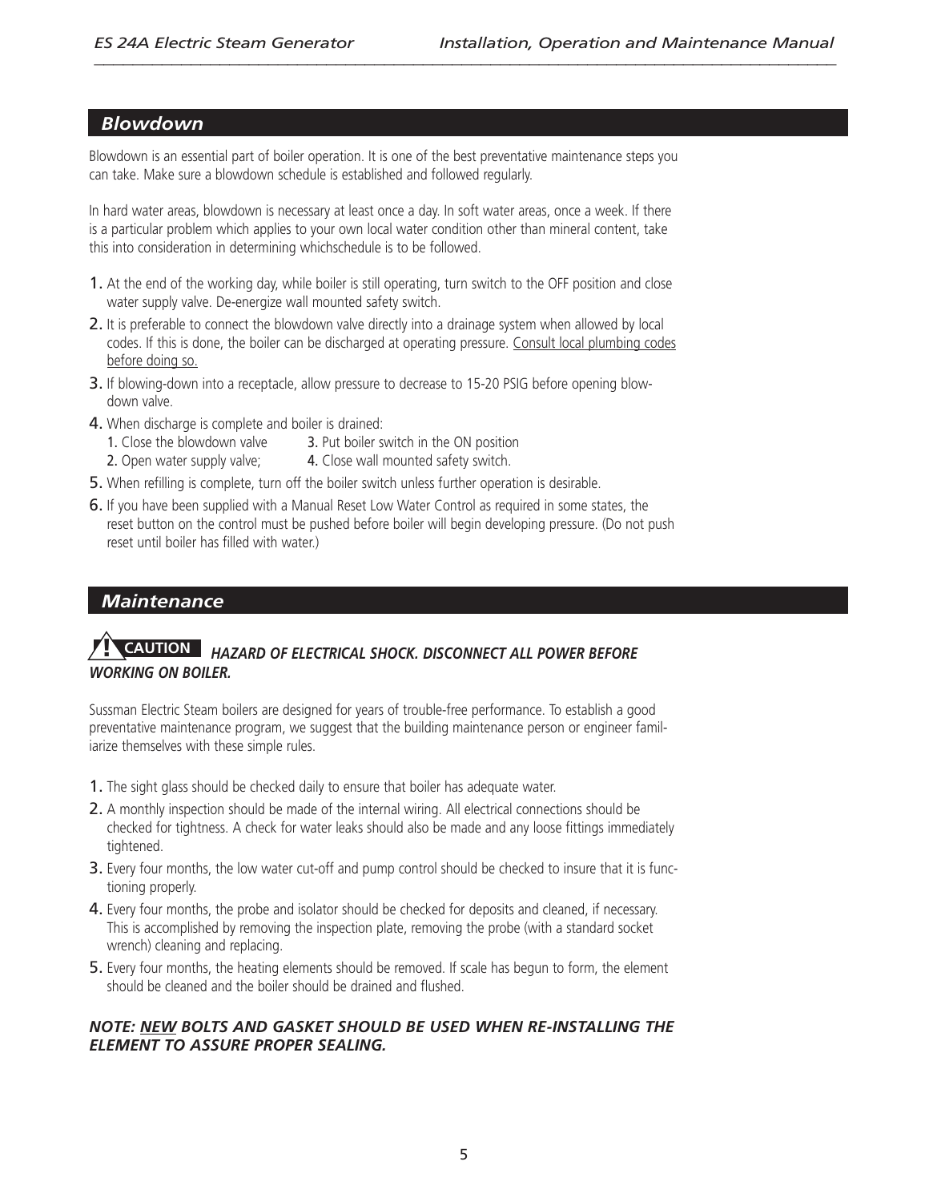## *Blowdown*

Blowdown is an essential part of boiler operation. It is one of the best preventative maintenance steps you can take. Make sure a blowdown schedule is established and followed regularly.

In hard water areas, blowdown is necessary at least once a day. In soft water areas, once a week. If there is a particular problem which applies to your own local water condition other than mineral content, take this into consideration in determining whichschedule is to be followed.

1. At the end of the working day, while boiler is still operating, turn switch to the OFF position and close water supply valve. De-energize wall mounted safety switch.
2. It is preferable to connect the blowdown valve directly into a drainage system when allowed by local codes. If this is done, the boiler can be discharged at operating pressure. Consult local plumbing codes before doing so.
3. If blowing-down into a receptacle, allow pressure to decrease to 15-20 PSIG before opening blowdown valve.
4. When discharge is complete and boiler is drained:
   1. Close the blowdown valve
   2. Open water supply valve;
   3. Put boiler switch in the ON position
   4. Close wall mounted safety switch.
5. When refilling is complete, turn off the boiler switch unless further operation is desirable.
6. If you have been supplied with a Manual Reset Low Water Control as required in some states, the reset button on the control must be pushed before boiler will begin developing pressure. (Do not push reset until boiler has filled with water.)

## *Maintenance*

**CAUTION** ***HAZARD OF ELECTRICAL SHOCK. DISCONNECT ALL POWER BEFORE WORKING ON BOILER.***

Sussman Electric Steam boilers are designed for years of trouble-free performance. To establish a good preventative maintenance program, we suggest that the building maintenance person or engineer familiarize themselves with these simple rules.

1. The sight glass should be checked daily to ensure that boiler has adequate water.
2. A monthly inspection should be made of the internal wiring. All electrical connections should be checked for tightness. A check for water leaks should also be made and any loose fittings immediately tightened.
3. Every four months, the low water cut-off and pump control should be checked to insure that it is functioning properly.
4. Every four months, the probe and isolator should be checked for deposits and cleaned, if necessary. This is accomplished by removing the inspection plate, removing the probe (with a standard socket wrench) cleaning and replacing.
5. Every four months, the heating elements should be removed. If scale has begun to form, the element should be cleaned and the boiler should be drained and flushed.

***NOTE: NEW BOLTS AND GASKET SHOULD BE USED WHEN RE-INSTALLING THE ELEMENT TO ASSURE PROPER SEALING.***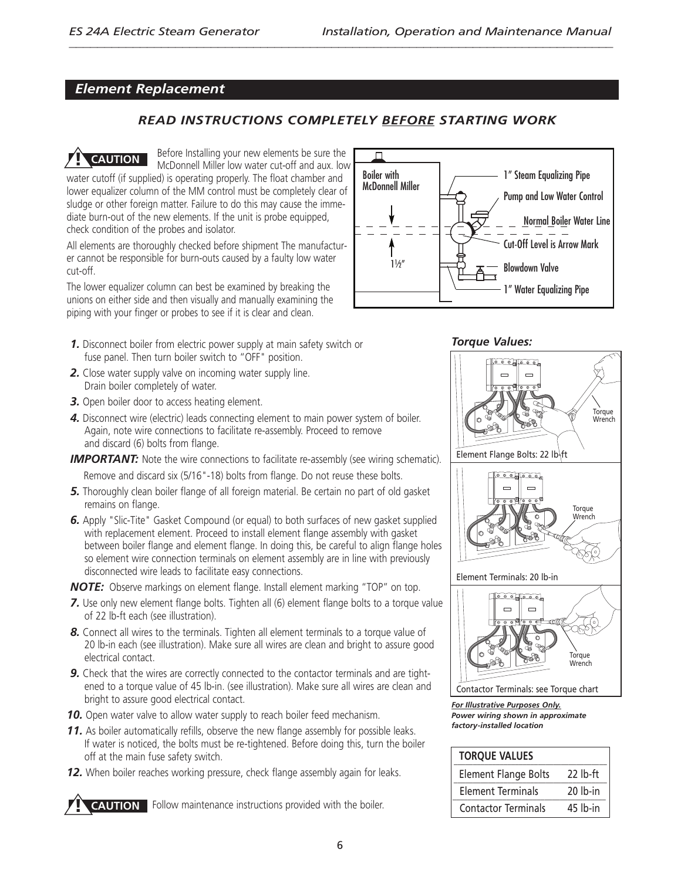## Element Replacement

### *READ INSTRUCTIONS COMPLETELY BEFORE STARTING WORK*

**CAUTION** Before Installing your new elements be sure the McDonnell Miller low water cut-off and aux. low water cutoff (if supplied) is operating properly. The float chamber and lower equalizer column of the MM control must be completely clear of sludge or other foreign matter. Failure to do this may cause the immediate burn-out of the new elements. If the unit is probe equipped, check condition of the probes and isolator.

All elements are thoroughly checked before shipment The manufacturer cannot be responsible for burn-outs caused by a faulty low water cut-off.

The lower equalizer column can best be examined by breaking the unions on either side and then visually and manually examining the piping with your finger or probes to see if it is clear and clean.

Boiler with McDonnell Miller
1½"
1" Steam Equalizing Pipe
Pump and Low Water Control
Normal Boiler Water Line
Cut-Off Level is Arrow Mark
Blowdown Valve
1" Water Equalizing Pipe

***1.*** Disconnect boiler from electric power supply at main safety switch or fuse panel. Then turn boiler switch to "OFF" position.

***2.*** Close water supply valve on incoming water supply line. Drain boiler completely of water.

***3.*** Open boiler door to access heating element.

***4.*** Disconnect wire (electric) leads connecting element to main power system of boiler. Again, note wire connections to facilitate re-assembly. Proceed to remove and discard (6) bolts from flange.

***IMPORTANT:*** Note the wire connections to facilitate re-assembly (see wiring schematic). Remove and discard six (5/16"-18) bolts from flange. Do not reuse these bolts.

***5.*** Thoroughly clean boiler flange of all foreign material. Be certain no part of old gasket remains on flange.

***6.*** Apply "Slic-Tite" Gasket Compound (or equal) to both surfaces of new gasket supplied with replacement element. Proceed to install element flange assembly with gasket between boiler flange and element flange. In doing this, be careful to align flange holes so element wire connection terminals on element assembly are in line with previously disconnected wire leads to facilitate easy connections.

***NOTE:*** Observe markings on element flange. Install element marking "TOP" on top.

***7.*** Use only new element flange bolts. Tighten all (6) element flange bolts to a torque value of 22 lb-ft each (see illustration).

***8.*** Connect all wires to the terminals. Tighten all element terminals to a torque value of 20 lb-in each (see illustration). Make sure all wires are clean and bright to assure good electrical contact.

***9.*** Check that the wires are correctly connected to the contactor terminals and are tightened to a torque value of 45 lb-in. (see illustration). Make sure all wires are clean and bright to assure good electrical contact.

***10.*** Open water valve to allow water supply to reach boiler feed mechanism.

***11.*** As boiler automatically refills, observe the new flange assembly for possible leaks. If water is noticed, the bolts must be re-tightened. Before doing this, turn the boiler off at the main fuse safety switch.

***12.*** When boiler reaches working pressure, check flange assembly again for leaks.

**CAUTION** Follow maintenance instructions provided with the boiler.

***Torque Values:***

Torque Wrench
Element Flange Bolts: 22 lb-ft

Torque Wrench
Element Terminals: 20 lb-in

Torque Wrench
Contactor Terminals: see Torque chart

***For Illustrative Purposes Only. Power wiring shown in approximate factory-installed location***

| TORQUE VALUES | |
|---|---|
| Element Flange Bolts | 22 lb-ft |
| Element Terminals | 20 lb-in |
| Contactor Terminals | 45 lb-in |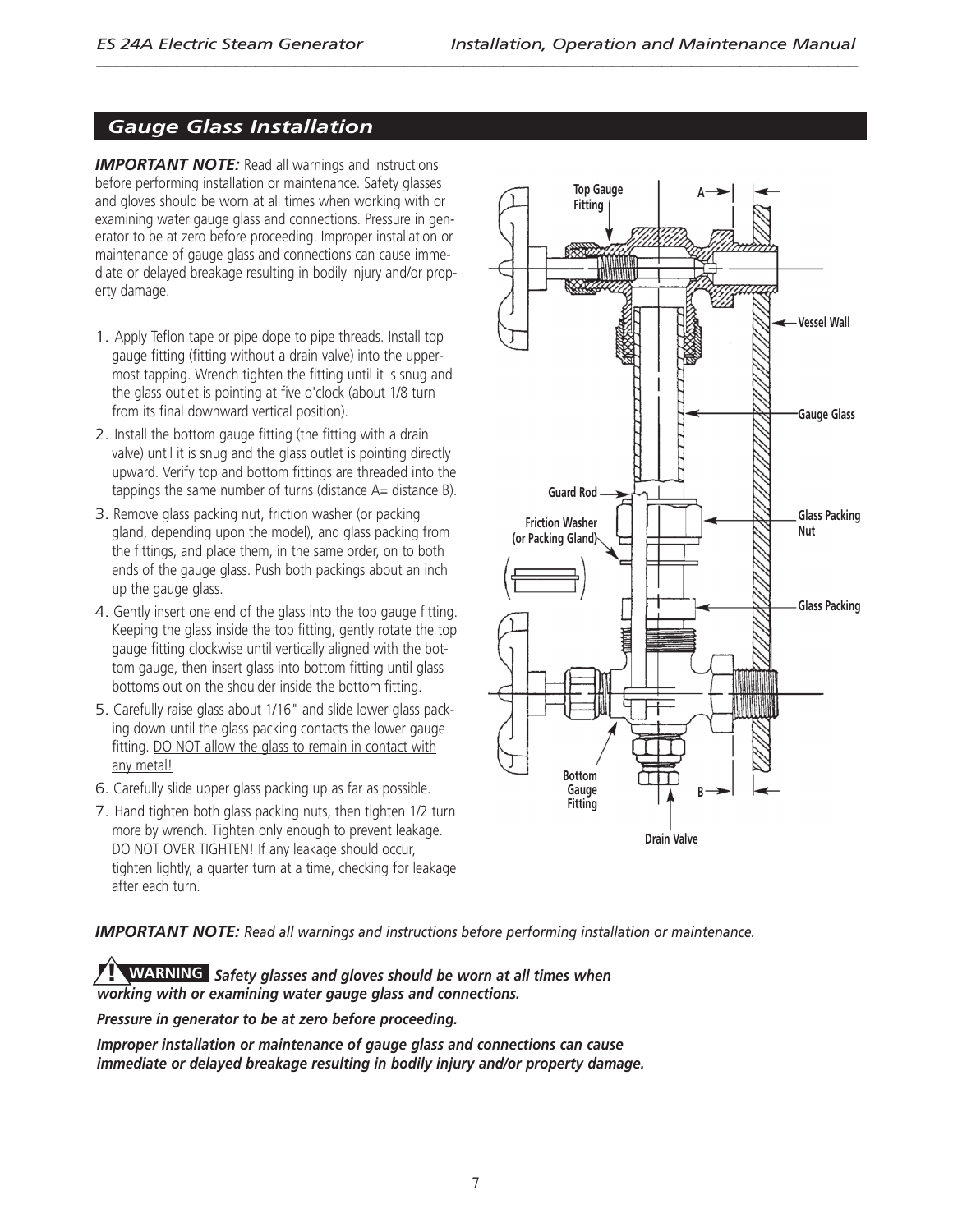## Gauge Glass Installation

***IMPORTANT NOTE:*** Read all warnings and instructions before performing installation or maintenance. Safety glasses and gloves should be worn at all times when working with or examining water gauge glass and connections. Pressure in generator to be at zero before proceeding. Improper installation or maintenance of gauge glass and connections can cause immediate or delayed breakage resulting in bodily injury and/or property damage.

1. Apply Teflon tape or pipe dope to pipe threads. Install top gauge fitting (fitting without a drain valve) into the uppermost tapping. Wrench tighten the fitting until it is snug and the glass outlet is pointing at five o'clock (about 1/8 turn from its final downward vertical position).
2. Install the bottom gauge fitting (the fitting with a drain valve) until it is snug and the glass outlet is pointing directly upward. Verify top and bottom fittings are threaded into the tappings the same number of turns (distance A= distance B).
3. Remove glass packing nut, friction washer (or packing gland, depending upon the model), and glass packing from the fittings, and place them, in the same order, on to both ends of the gauge glass. Push both packings about an inch up the gauge glass.
4. Gently insert one end of the glass into the top gauge fitting. Keeping the glass inside the top fitting, gently rotate the top gauge fitting clockwise until vertically aligned with the bottom gauge, then insert glass into bottom fitting until glass bottoms out on the shoulder inside the bottom fitting.
5. Carefully raise glass about 1/16" and slide lower glass packing down until the glass packing contacts the lower gauge fitting. DO NOT allow the glass to remain in contact with any metal!
6. Carefully slide upper glass packing up as far as possible.
7. Hand tighten both glass packing nuts, then tighten 1/2 turn more by wrench. Tighten only enough to prevent leakage. DO NOT OVER TIGHTEN! If any leakage should occur, tighten lightly, a quarter turn at a time, checking for leakage after each turn.

Top Gauge Fitting, A, Vessel Wall, Gauge Glass, Guard Rod, Friction Washer (or Packing Gland), Glass Packing Nut, Glass Packing, Bottom Gauge Fitting, B, Drain Valve

***IMPORTANT NOTE:*** *Read all warnings and instructions before performing installation or maintenance.*

**! WARNING** ***Safety glasses and gloves should be worn at all times when working with or examining water gauge glass and connections.***

***Pressure in generator to be at zero before proceeding.***

***Improper installation or maintenance of gauge glass and connections can cause immediate or delayed breakage resulting in bodily injury and/or property damage.***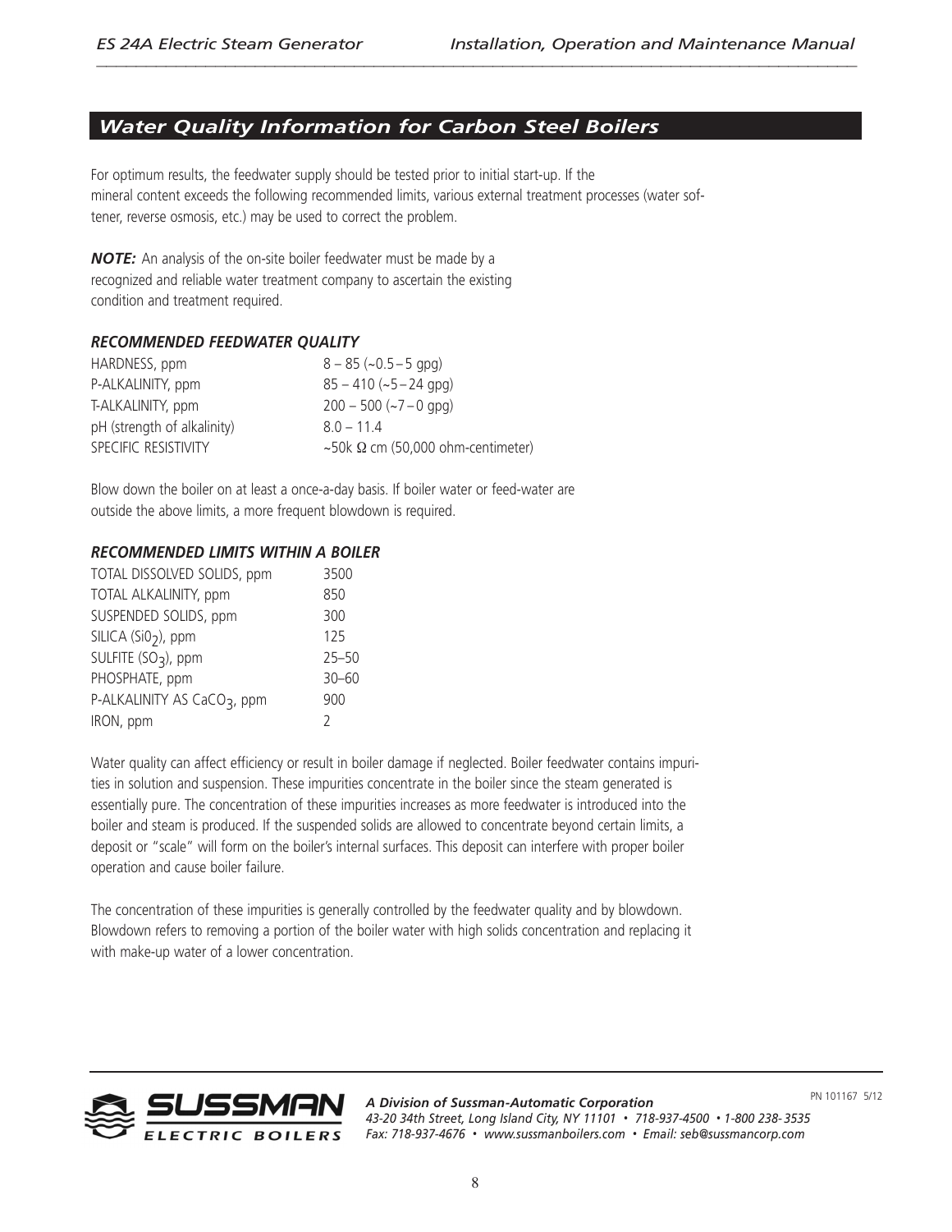## Water Quality Information for Carbon Steel Boilers

For optimum results, the feedwater supply should be tested prior to initial start-up. If the mineral content exceeds the following recommended limits, various external treatment processes (water softener, reverse osmosis, etc.) may be used to correct the problem.

***NOTE:*** An analysis of the on-site boiler feedwater must be made by a recognized and reliable water treatment company to ascertain the existing condition and treatment required.

### *RECOMMENDED FEEDWATER QUALITY*

| | |
|---|---|
| HARDNESS, ppm | 8 – 85 (~0.5 – 5 gpg) |
| P-ALKALINITY, ppm | 85 – 410 (~5 – 24 gpg) |
| T-ALKALINITY, ppm | 200 – 500 (~7 – 0 gpg) |
| pH (strength of alkalinity) | 8.0 – 11.4 |
| SPECIFIC RESISTIVITY | ~50k Ω cm (50,000 ohm-centimeter) |

Blow down the boiler on at least a once-a-day basis. If boiler water or feed-water are outside the above limits, a more frequent blowdown is required.

### *RECOMMENDED LIMITS WITHIN A BOILER*

| | |
|---|---|
| TOTAL DISSOLVED SOLIDS, ppm | 3500 |
| TOTAL ALKALINITY, ppm | 850 |
| SUSPENDED SOLIDS, ppm | 300 |
| SILICA ($Si0_2$), ppm | 125 |
| SULFITE ($SO_3$), ppm | 25–50 |
| PHOSPHATE, ppm | 30–60 |
| P-ALKALINITY AS $CaCO_3$, ppm | 900 |
| IRON, ppm | 2 |

Water quality can affect efficiency or result in boiler damage if neglected. Boiler feedwater contains impurities in solution and suspension. These impurities concentrate in the boiler since the steam generated is essentially pure. The concentration of these impurities increases as more feedwater is introduced into the boiler and steam is produced. If the suspended solids are allowed to concentrate beyond certain limits, a deposit or "scale" will form on the boiler's internal surfaces. This deposit can interfere with proper boiler operation and cause boiler failure.

The concentration of these impurities is generally controlled by the feedwater quality and by blowdown. Blowdown refers to removing a portion of the boiler water with high solids concentration and replacing it with make-up water of a lower concentration.

SUSSMAN ELECTRIC BOILERS

*A Division of Sussman-Automatic Corporation*
*43-20 34th Street, Long Island City, NY 11101 • 718-937-4500 • 1-800 238-3535*
*Fax: 718-937-4676 • www.sussmanboilers.com • Email: seb@sussmancorp.com*

PN 101167 5/12